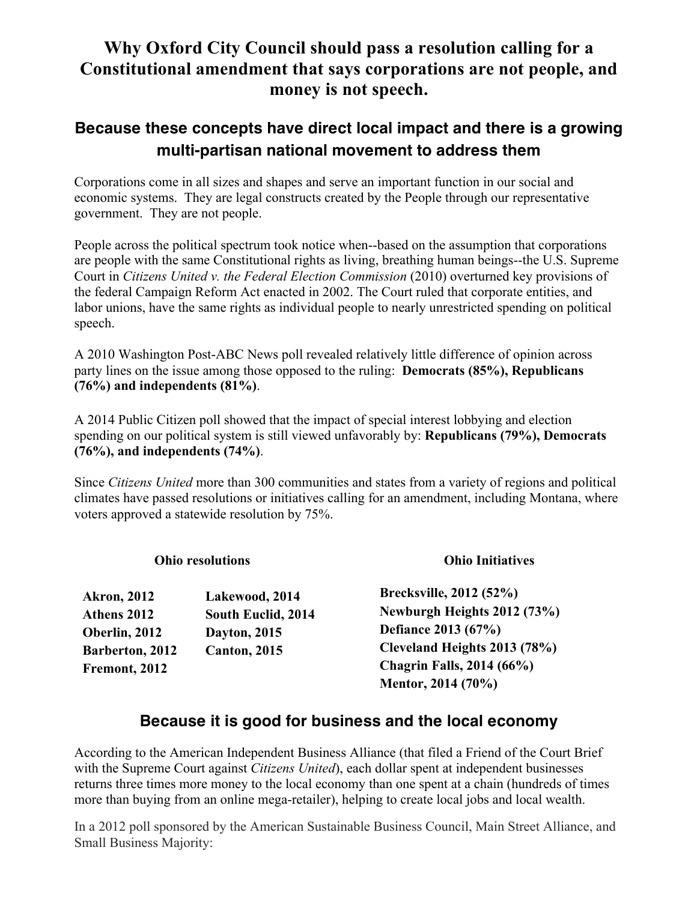# Why Oxford City Council should pass a resolution calling for a Constitutional amendment that says corporations are not people, and money is not speech.

## Because these concepts have direct local impact and there is a growing multi-partisan national movement to address them

Corporations come in all sizes and shapes and serve an important function in our social and economic systems. They are legal constructs created by the People through our representative government. They are not people.

People across the political spectrum took notice when--based on the assumption that corporations are people with the same Constitutional rights as living, breathing human beings--the U.S. Supreme Court in *Citizens United v. the Federal Election Commission* (2010) overturned key provisions of the federal Campaign Reform Act enacted in 2002. The Court ruled that corporate entities, and labor unions, have the same rights as individual people to nearly unrestricted spending on political speech.

A 2010 Washington Post-ABC News poll revealed relatively little difference of opinion across party lines on the issue among those opposed to the ruling: **Democrats (85%), Republicans (76%) and independents (81%)**.

A 2014 Public Citizen poll showed that the impact of special interest lobbying and election spending on our political system is still viewed unfavorably by: **Republicans (79%), Democrats (76%), and independents (74%)**.

Since *Citizens United* more than 300 communities and states from a variety of regions and political climates have passed resolutions or initiatives calling for an amendment, including Montana, where voters approved a statewide resolution by 75%.

**Ohio resolutions**

- **Akron, 2012**
- **Athens 2012**
- **Oberlin, 2012**
- **Barberton, 2012**
- **Fremont, 2012**
- **Lakewood, 2014**
- **South Euclid, 2014**
- **Dayton, 2015**
- **Canton, 2015**

**Ohio Initiatives**

- **Brecksville, 2012 (52%)**
- **Newburgh Heights 2012 (73%)**
- **Defiance 2013 (67%)**
- **Cleveland Heights 2013 (78%)**
- **Chagrin Falls, 2014 (66%)**
- **Mentor, 2014 (70%)**

## Because it is good for business and the local economy

According to the American Independent Business Alliance (that filed a Friend of the Court Brief with the Supreme Court against *Citizens United*), each dollar spent at independent businesses returns three times more money to the local economy than one spent at a chain (hundreds of times more than buying from an online mega-retailer), helping to create local jobs and local wealth.

In a 2012 poll sponsored by the American Sustainable Business Council, Main Street Alliance, and Small Business Majority: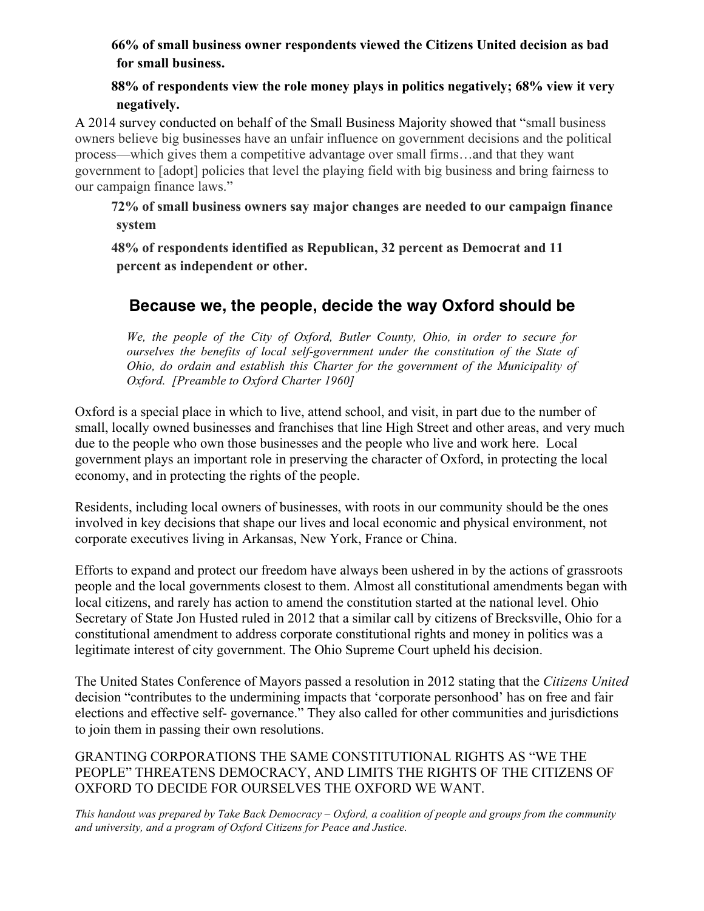**66% of small business owner respondents viewed the Citizens United decision as bad for small business.**

**88% of respondents view the role money plays in politics negatively; 68% view it very negatively.**

A 2014 survey conducted on behalf of the Small Business Majority showed that "small business owners believe big businesses have an unfair influence on government decisions and the political process—which gives them a competitive advantage over small firms…and that they want government to [adopt] policies that level the playing field with big business and bring fairness to our campaign finance laws."

**72% of small business owners say major changes are needed to our campaign finance system**

**48% of respondents identified as Republican, 32 percent as Democrat and 11 percent as independent or other.**

## Because we, the people, decide the way Oxford should be

*We, the people of the City of Oxford, Butler County, Ohio, in order to secure for ourselves the benefits of local self-government under the constitution of the State of Ohio, do ordain and establish this Charter for the government of the Municipality of Oxford. [Preamble to Oxford Charter 1960]*

Oxford is a special place in which to live, attend school, and visit, in part due to the number of small, locally owned businesses and franchises that line High Street and other areas, and very much due to the people who own those businesses and the people who live and work here. Local government plays an important role in preserving the character of Oxford, in protecting the local economy, and in protecting the rights of the people.

Residents, including local owners of businesses, with roots in our community should be the ones involved in key decisions that shape our lives and local economic and physical environment, not corporate executives living in Arkansas, New York, France or China.

Efforts to expand and protect our freedom have always been ushered in by the actions of grassroots people and the local governments closest to them. Almost all constitutional amendments began with local citizens, and rarely has action to amend the constitution started at the national level. Ohio Secretary of State Jon Husted ruled in 2012 that a similar call by citizens of Brecksville, Ohio for a constitutional amendment to address corporate constitutional rights and money in politics was a legitimate interest of city government. The Ohio Supreme Court upheld his decision.

The United States Conference of Mayors passed a resolution in 2012 stating that the *Citizens United* decision "contributes to the undermining impacts that 'corporate personhood' has on free and fair elections and effective self- governance." They also called for other communities and jurisdictions to join them in passing their own resolutions.

GRANTING CORPORATIONS THE SAME CONSTITUTIONAL RIGHTS AS "WE THE PEOPLE" THREATENS DEMOCRACY, AND LIMITS THE RIGHTS OF THE CITIZENS OF OXFORD TO DECIDE FOR OURSELVES THE OXFORD WE WANT.

*This handout was prepared by Take Back Democracy – Oxford, a coalition of people and groups from the community and university, and a program of Oxford Citizens for Peace and Justice.*